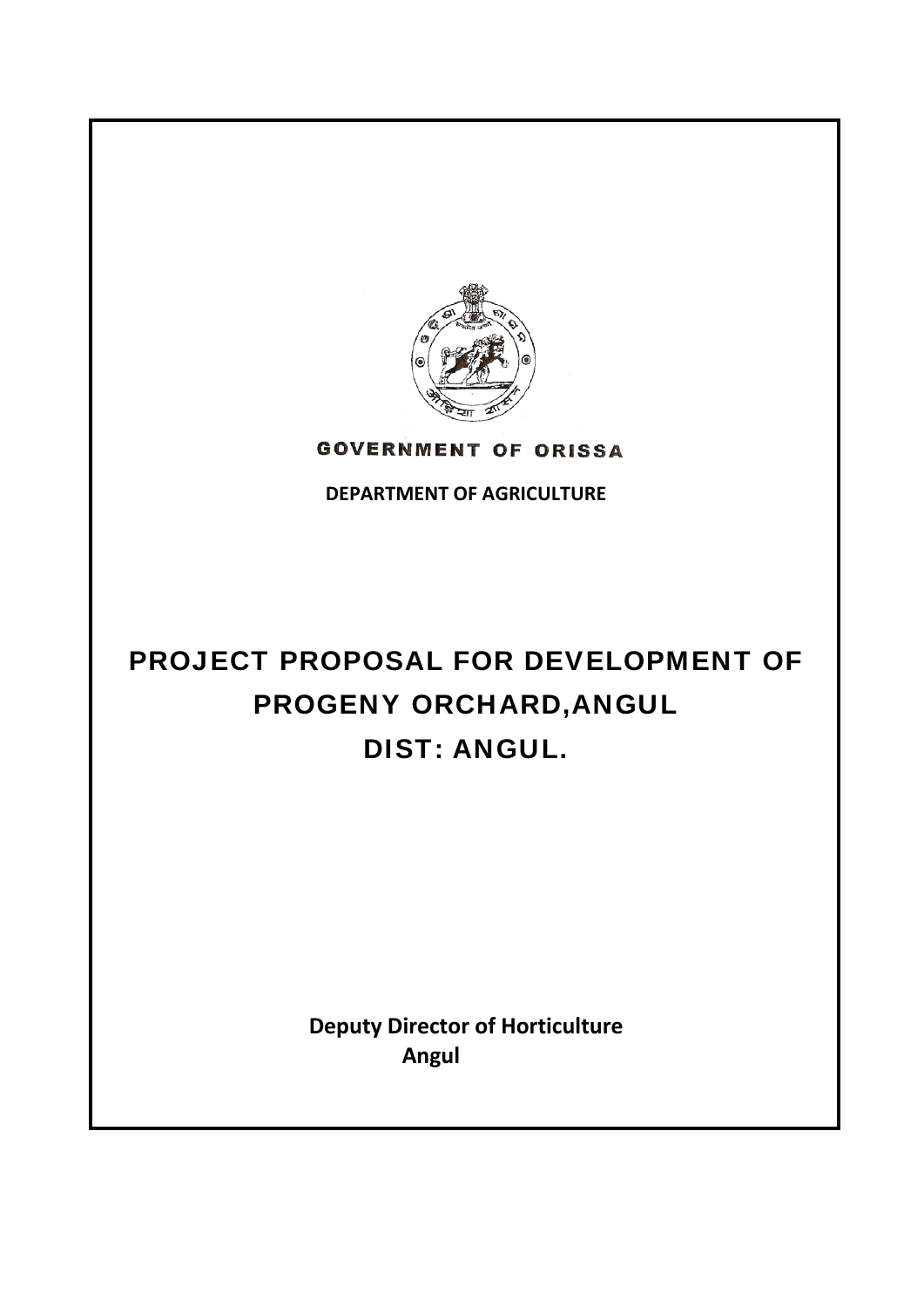**GOVERNMENT OF ORISSA**

**DEPARTMENT OF AGRICULTURE**

# PROJECT PROPOSAL FOR DEVELOPMENT OF PROGENY ORCHARD,ANGUL

# DIST: ANGUL.

**Deputy Director of Horticulture**
**Angul**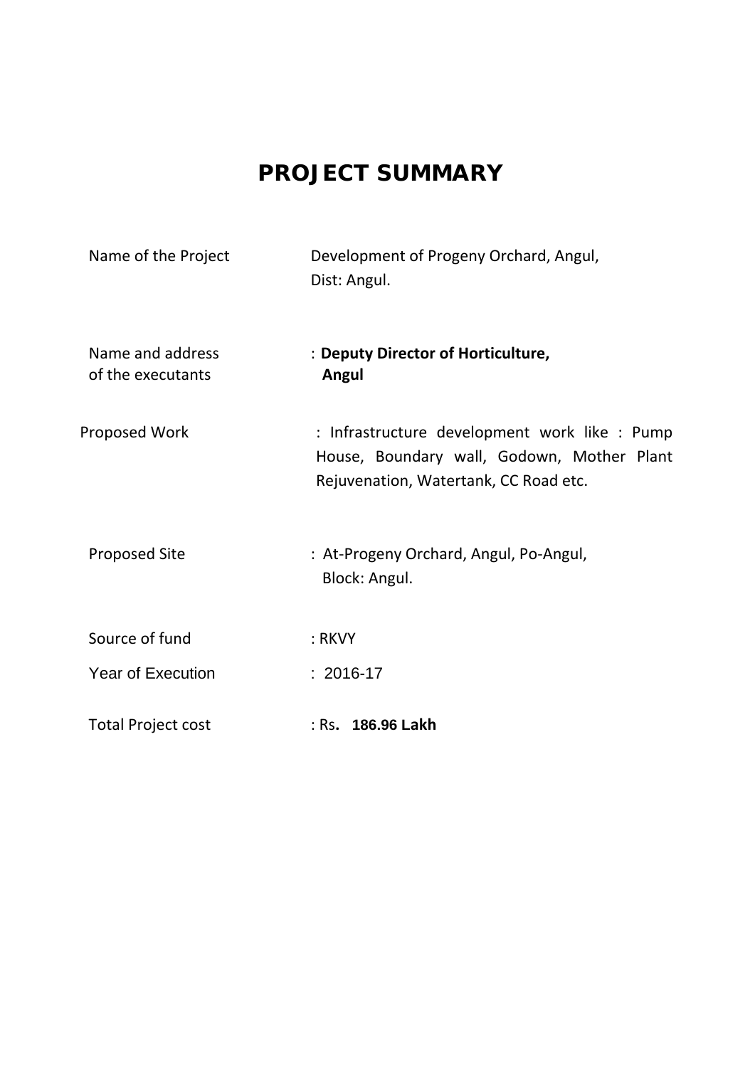# PROJECT SUMMARY

| | |
|---|---|
| Name of the Project | Development of Progeny Orchard, Angul, Dist: Angul. |
| Name and address of the executants | : **Deputy Director of Horticulture, Angul** |
| Proposed Work | : Infrastructure development work like : Pump House, Boundary wall, Godown, Mother Plant Rejuvenation, Watertank, CC Road etc. |
| Proposed Site | : At-Progeny Orchard, Angul, Po-Angul, Block: Angul. |
| Source of fund | : RKVY |
| Year of Execution | : 2016-17 |
| Total Project cost | : Rs**. 186.96 Lakh** |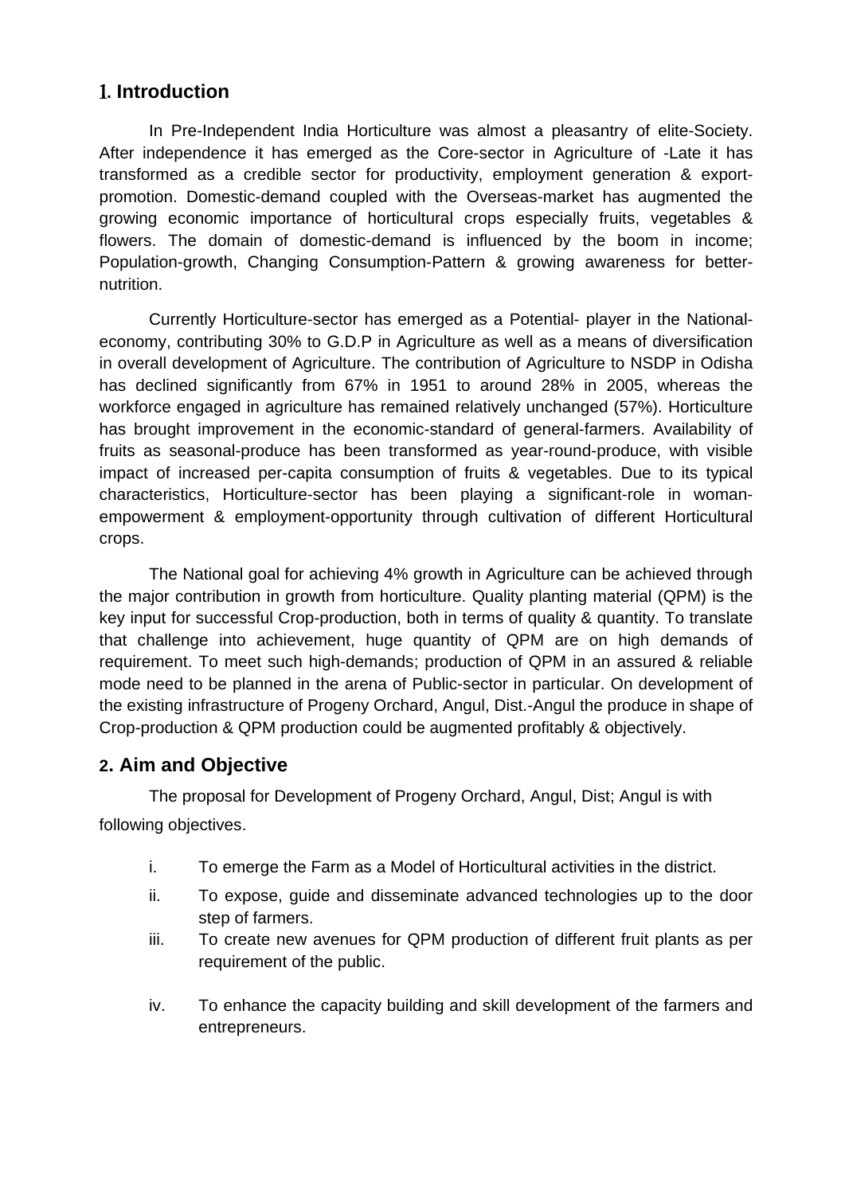## 1. Introduction

In Pre-Independent India Horticulture was almost a pleasantry of elite-Society. After independence it has emerged as the Core-sector in Agriculture of -Late it has transformed as a credible sector for productivity, employment generation & export-promotion. Domestic-demand coupled with the Overseas-market has augmented the growing economic importance of horticultural crops especially fruits, vegetables & flowers. The domain of domestic-demand is influenced by the boom in income; Population-growth, Changing Consumption-Pattern & growing awareness for better-nutrition.

Currently Horticulture-sector has emerged as a Potential- player in the National-economy, contributing 30% to G.D.P in Agriculture as well as a means of diversification in overall development of Agriculture. The contribution of Agriculture to NSDP in Odisha has declined significantly from 67% in 1951 to around 28% in 2005, whereas the workforce engaged in agriculture has remained relatively unchanged (57%). Horticulture has brought improvement in the economic-standard of general-farmers. Availability of fruits as seasonal-produce has been transformed as year-round-produce, with visible impact of increased per-capita consumption of fruits & vegetables. Due to its typical characteristics, Horticulture-sector has been playing a significant-role in woman-empowerment & employment-opportunity through cultivation of different Horticultural crops.

The National goal for achieving 4% growth in Agriculture can be achieved through the major contribution in growth from horticulture. Quality planting material (QPM) is the key input for successful Crop-production, both in terms of quality & quantity. To translate that challenge into achievement, huge quantity of QPM are on high demands of requirement. To meet such high-demands; production of QPM in an assured & reliable mode need to be planned in the arena of Public-sector in particular. On development of the existing infrastructure of Progeny Orchard, Angul, Dist.-Angul the produce in shape of Crop-production & QPM production could be augmented profitably & objectively.

## 2. Aim and Objective

The proposal for Development of Progeny Orchard, Angul, Dist; Angul is with following objectives.

i. To emerge the Farm as a Model of Horticultural activities in the district.

ii. To expose, guide and disseminate advanced technologies up to the door step of farmers.

iii. To create new avenues for QPM production of different fruit plants as per requirement of the public.

iv. To enhance the capacity building and skill development of the farmers and entrepreneurs.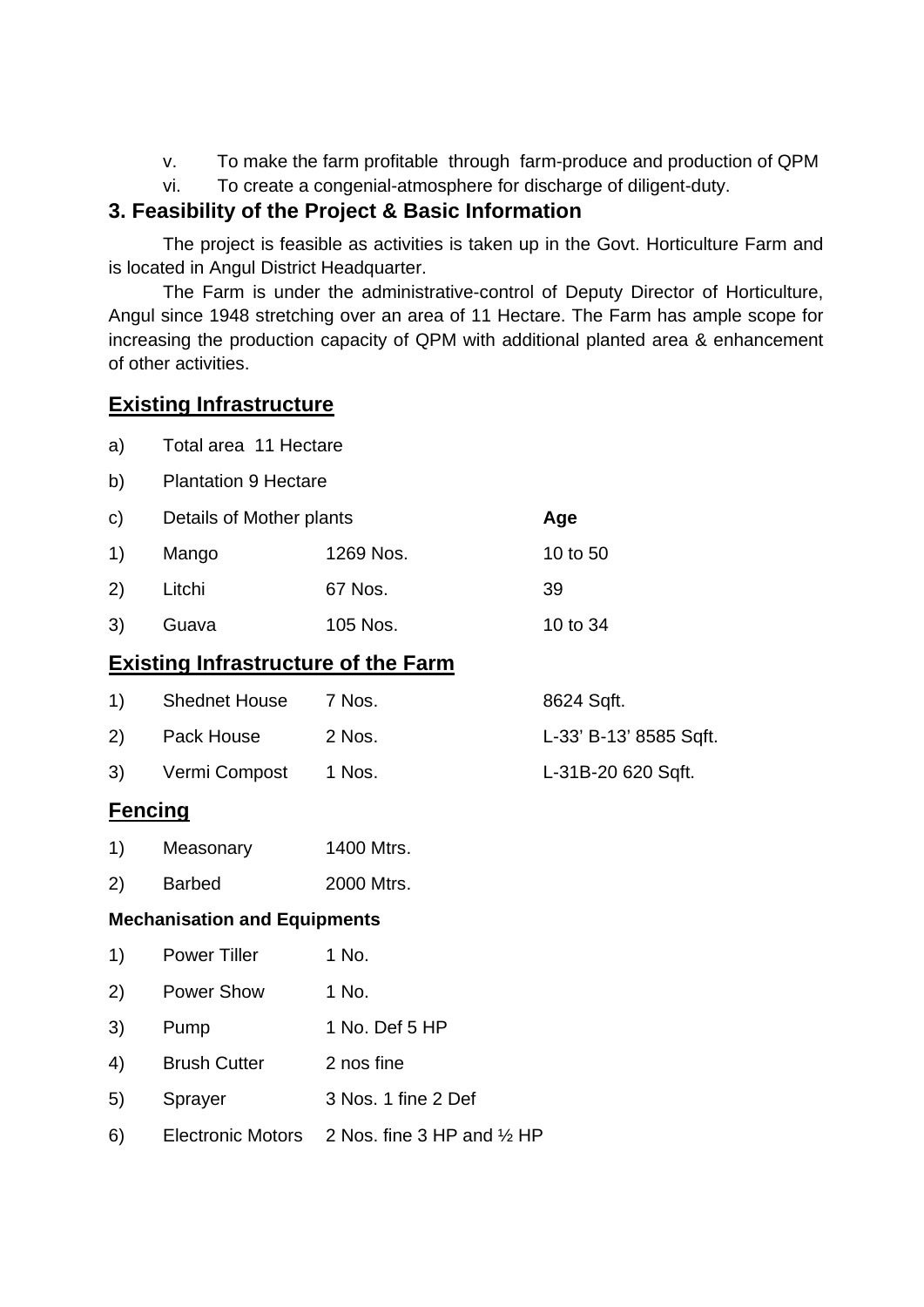v. To make the farm profitable through farm-produce and production of QPM

vi. To create a congenial-atmosphere for discharge of diligent-duty.

## 3. Feasibility of the Project & Basic Information

The project is feasible as activities is taken up in the Govt. Horticulture Farm and is located in Angul District Headquarter.

The Farm is under the administrative-control of Deputy Director of Horticulture, Angul since 1948 stretching over an area of 11 Hectare. The Farm has ample scope for increasing the production capacity of QPM with additional planted area & enhancement of other activities.

### Existing Infrastructure

a) Total area 11 Hectare

b) Plantation 9 Hectare

| c) | Details of Mother plants | | **Age** |
|---|---|---|---|
| 1) | Mango | 1269 Nos. | 10 to 50 |
| 2) | Litchi | 67 Nos. | 39 |
| 3) | Guava | 105 Nos. | 10 to 34 |

### Existing Infrastructure of the Farm

| | | | |
|---|---|---|---|
| 1) | Shednet House | 7 Nos. | 8624 Sqft. |
| 2) | Pack House | 2 Nos. | L-33' B-13' 8585 Sqft. |
| 3) | Vermi Compost | 1 Nos. | L-31B-20 620 Sqft. |

### Fencing

| | | |
|---|---|---|
| 1) | Measonary | 1400 Mtrs. |
| 2) | Barbed | 2000 Mtrs. |

**Mechanisation and Equipments**

| | | |
|---|---|---|
| 1) | Power Tiller | 1 No. |
| 2) | Power Show | 1 No. |
| 3) | Pump | 1 No. Def 5 HP |
| 4) | Brush Cutter | 2 nos fine |
| 5) | Sprayer | 3 Nos. 1 fine 2 Def |
| 6) | Electronic Motors | 2 Nos. fine 3 HP and ½ HP |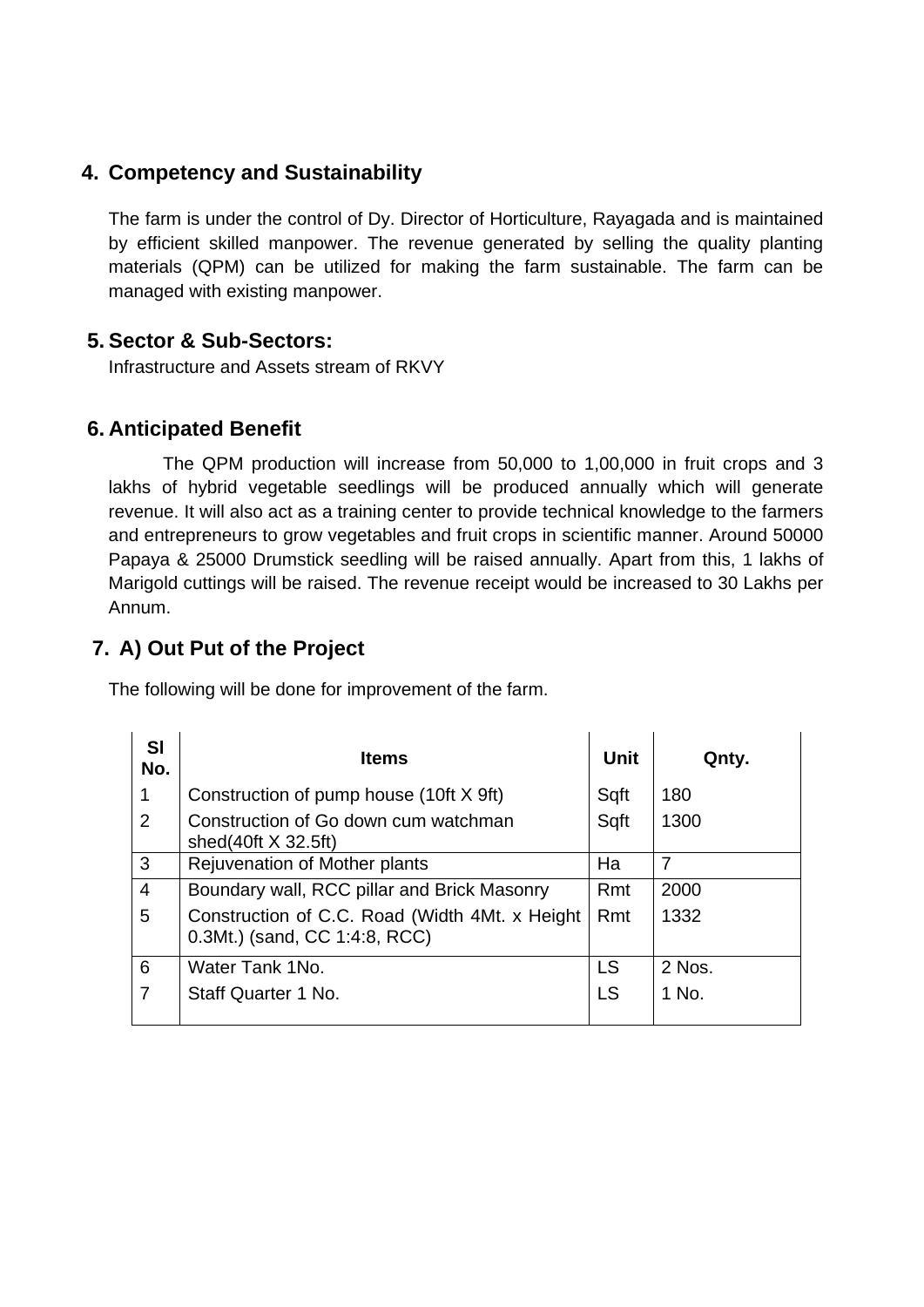## 4. Competency and Sustainability

The farm is under the control of Dy. Director of Horticulture, Rayagada and is maintained by efficient skilled manpower. The revenue generated by selling the quality planting materials (QPM) can be utilized for making the farm sustainable. The farm can be managed with existing manpower.

## 5. Sector & Sub-Sectors:

Infrastructure and Assets stream of RKVY

## 6. Anticipated Benefit

The QPM production will increase from 50,000 to 1,00,000 in fruit crops and 3 lakhs of hybrid vegetable seedlings will be produced annually which will generate revenue. It will also act as a training center to provide technical knowledge to the farmers and entrepreneurs to grow vegetables and fruit crops in scientific manner. Around 50000 Papaya & 25000 Drumstick seedling will be raised annually. Apart from this, 1 lakhs of Marigold cuttings will be raised. The revenue receipt would be increased to 30 Lakhs per Annum.

## 7. A) Out Put of the Project

The following will be done for improvement of the farm.

| Sl No. | Items | Unit | Qnty. |
|---|---|---|---|
| 1 | Construction of pump house (10ft X 9ft) | Sqft | 180 |
| 2 | Construction of Go down cum watchman shed(40ft X 32.5ft) | Sqft | 1300 |
| 3 | Rejuvenation of Mother plants | Ha | 7 |
| 4 | Boundary wall, RCC pillar and Brick Masonry | Rmt | 2000 |
| 5 | Construction of C.C. Road (Width 4Mt. x Height 0.3Mt.) (sand, CC 1:4:8, RCC) | Rmt | 1332 |
| 6 | Water Tank 1No. | LS | 2 Nos. |
| 7 | Staff Quarter 1 No. | LS | 1 No. |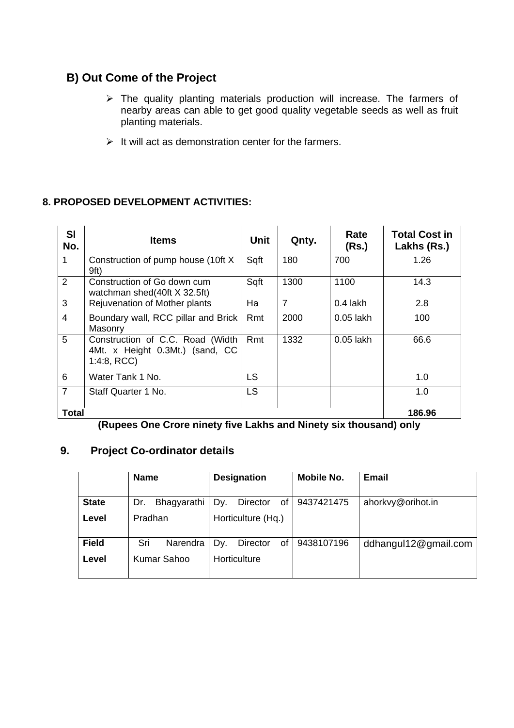## B) Out Come of the Project

- The quality planting materials production will increase. The farmers of nearby areas can able to get good quality vegetable seeds as well as fruit planting materials.
- It will act as demonstration center for the farmers.

**8. PROPOSED DEVELOPMENT ACTIVITIES:**

| Sl No. | Items | Unit | Qnty. | Rate (Rs.) | Total Cost in Lakhs (Rs.) |
|---|---|---|---|---|---|
| 1 | Construction of pump house (10ft X 9ft) | Sqft | 180 | 700 | 1.26 |
| 2 | Construction of Go down cum watchman shed(40ft X 32.5ft) | Sqft | 1300 | 1100 | 14.3 |
| 3 | Rejuvenation of Mother plants | Ha | 7 | 0.4 lakh | 2.8 |
| 4 | Boundary wall, RCC pillar and Brick Masonry | Rmt | 2000 | 0.05 lakh | 100 |
| 5 | Construction of C.C. Road (Width 4Mt. x Height 0.3Mt.) (sand, CC 1:4:8, RCC) | Rmt | 1332 | 0.05 lakh | 66.6 |
| 6 | Water Tank 1 No. | LS | | | 1.0 |
| 7 | Staff Quarter 1 No. | LS | | | 1.0 |
| **Total** | | | | | **186.96** |

**(Rupees One Crore ninety five Lakhs and Ninety six thousand) only**

## 9. Project Co-ordinator details

| | Name | Designation | Mobile No. | Email |
|---|---|---|---|---|
| **State Level** | Dr. Bhagyarathi Pradhan | Dy. Director of Horticulture (Hq.) | 9437421475 | ahorkvy@orihot.in |
| **Field Level** | Sri Narendra Kumar Sahoo | Dy. Director of Horticulture | 9438107196 | ddhangul12@gmail.com |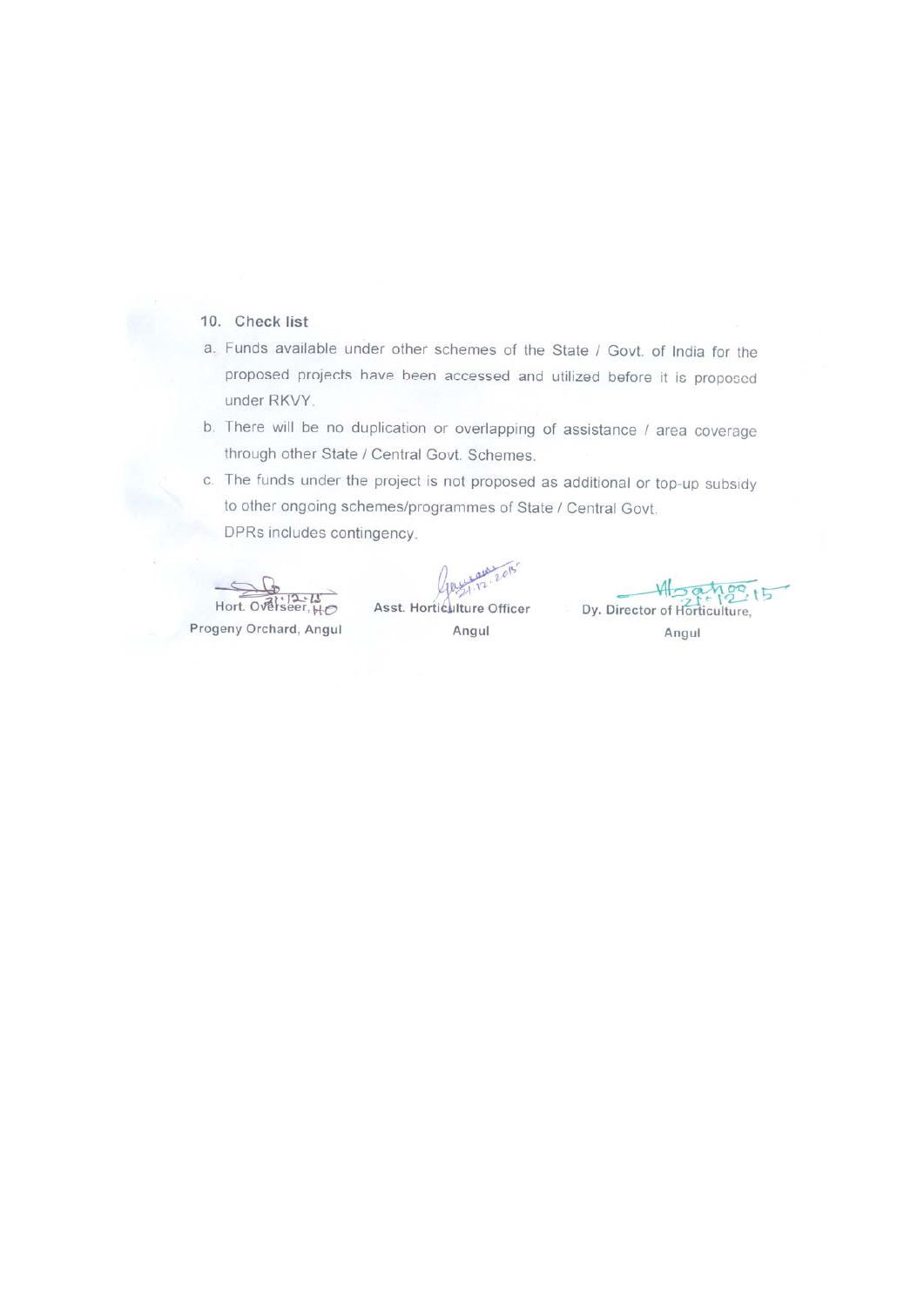## 10. Check list

a. Funds available under other schemes of the State / Govt. of India for the proposed projects have been accessed and utilized before it is proposed under RKVY.

b. There will be no duplication or overlapping of assistance / area coverage through other State / Central Govt. Schemes.

c. The funds under the project is not proposed as additional or top-up subsidy to other ongoing schemes/programmes of State / Central Govt.

DPRs includes contingency.

| | | |
|---|---|---|
| 21.12.15 | 21.12.2015 | 21.12.15 |
| Hort. Overseer, HO | Asst. Horticulture Officer | Dy. Director of Horticulture, |
| Progeny Orchard, Angul | Angul | Angul |